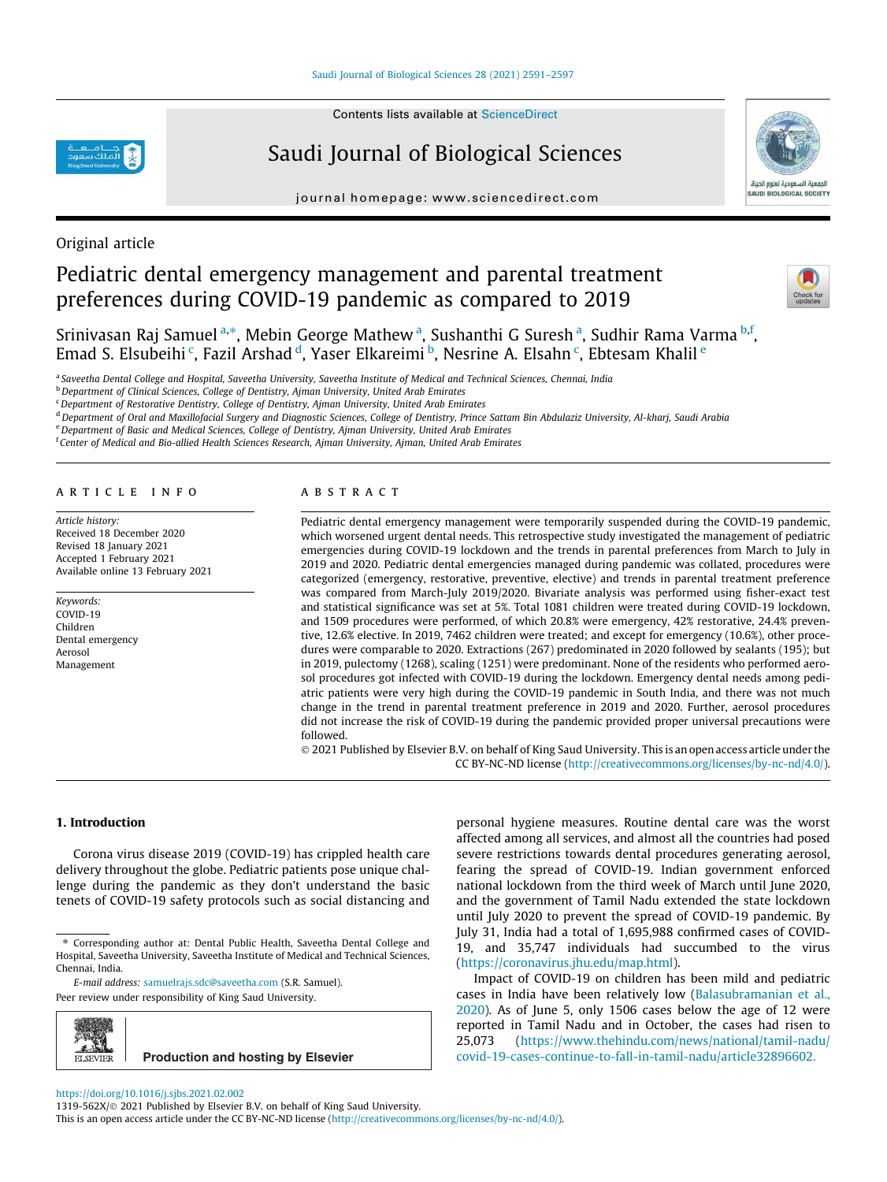Contents lists available at ScienceDirect

# Saudi Journal of Biological Sciences

journal homepage: www.sciencedirect.com

Original article

# Pediatric dental emergency management and parental treatment preferences during COVID-19 pandemic as compared to 2019

Srinivasan Raj Samuel [a,*], Mebin George Mathew [a], Sushanthi G Suresh [a], Sudhir Rama Varma [b,f], Emad S. Elsubeihi [c], Fazil Arshad [d], Yaser Elkareimi [b], Nesrine A. Elsahn [c], Ebtesam Khalil [e]

[a] Saveetha Dental College and Hospital, Saveetha University, Saveetha Institute of Medical and Technical Sciences, Chennai, India
[b] Department of Clinical Sciences, College of Dentistry, Ajman University, United Arab Emirates
[c] Department of Restorative Dentistry, College of Dentistry, Ajman University, United Arab Emirates
[d] Department of Oral and Maxillofacial Surgery and Diagnostic Sciences, College of Dentistry, Prince Sattam Bin Abdulaziz University, Al-kharj, Saudi Arabia
[e] Department of Basic and Medical Sciences, College of Dentistry, Ajman University, United Arab Emirates
[f] Center of Medical and Bio-allied Health Sciences Research, Ajman University, Ajman, United Arab Emirates

## ARTICLE INFO

*Article history:*
Received 18 December 2020
Revised 18 January 2021
Accepted 1 February 2021
Available online 13 February 2021

*Keywords:*
COVID-19
Children
Dental emergency
Aerosol
Management

## ABSTRACT

Pediatric dental emergency management were temporarily suspended during the COVID-19 pandemic, which worsened urgent dental needs. This retrospective study investigated the management of pediatric emergencies during COVID-19 lockdown and the trends in parental preferences from March to July in 2019 and 2020. Pediatric dental emergencies managed during pandemic was collated, procedures were categorized (emergency, restorative, preventive, elective) and trends in parental treatment preference was compared from March-July 2019/2020. Bivariate analysis was performed using fisher-exact test and statistical significance was set at 5%. Total 1081 children were treated during COVID-19 lockdown, and 1509 procedures were performed, of which 20.8% were emergency, 42% restorative, 24.4% preventive, 12.6% elective. In 2019, 7462 children were treated; and except for emergency (10.6%), other procedures were comparable to 2020. Extractions (267) predominated in 2020 followed by sealants (195); but in 2019, pulectomy (1268), scaling (1251) were predominant. None of the residents who performed aerosol procedures got infected with COVID-19 during the lockdown. Emergency dental needs among pediatric patients were very high during the COVID-19 pandemic in South India, and there was not much change in the trend in parental treatment preference in 2019 and 2020. Further, aerosol procedures did not increase the risk of COVID-19 during the pandemic provided proper universal precautions were followed.

© 2021 Published by Elsevier B.V. on behalf of King Saud University. This is an open access article under the CC BY-NC-ND license (http://creativecommons.org/licenses/by-nc-nd/4.0/).

## 1. Introduction

Corona virus disease 2019 (COVID-19) has crippled health care delivery throughout the globe. Pediatric patients pose unique challenge during the pandemic as they don't understand the basic tenets of COVID-19 safety protocols such as social distancing and personal hygiene measures. Routine dental care was the worst affected among all services, and almost all the countries had posed severe restrictions towards dental procedures generating aerosol, fearing the spread of COVID-19. Indian government enforced national lockdown from the third week of March until June 2020, and the government of Tamil Nadu extended the state lockdown until July 2020 to prevent the spread of COVID-19 pandemic. By July 31, India had a total of 1,695,988 confirmed cases of COVID-19, and 35,747 individuals had succumbed to the virus (https://coronavirus.jhu.edu/map.html).

Impact of COVID-19 on children has been mild and pediatric cases in India have been relatively low (Balasubramanian et al., 2020). As of June 5, only 1506 cases below the age of 12 were reported in Tamil Nadu and in October, the cases had risen to 25,073 (https://www.thehindu.com/news/national/tamil-nadu/covid-19-cases-continue-to-fall-in-tamil-nadu/article32896602.

* Corresponding author at: Dental Public Health, Saveetha Dental College and Hospital, Saveetha University, Saveetha Institute of Medical and Technical Sciences, Chennai, India.

*E-mail address:* samuelrajs.sdc@saveetha.com (S.R. Samuel).

Peer review under responsibility of King Saud University.

Production and hosting by Elsevier

https://doi.org/10.1016/j.sjbs.2021.02.002
1319-562X/© 2021 Published by Elsevier B.V. on behalf of King Saud University.
This is an open access article under the CC BY-NC-ND license (http://creativecommons.org/licenses/by-nc-nd/4.0/).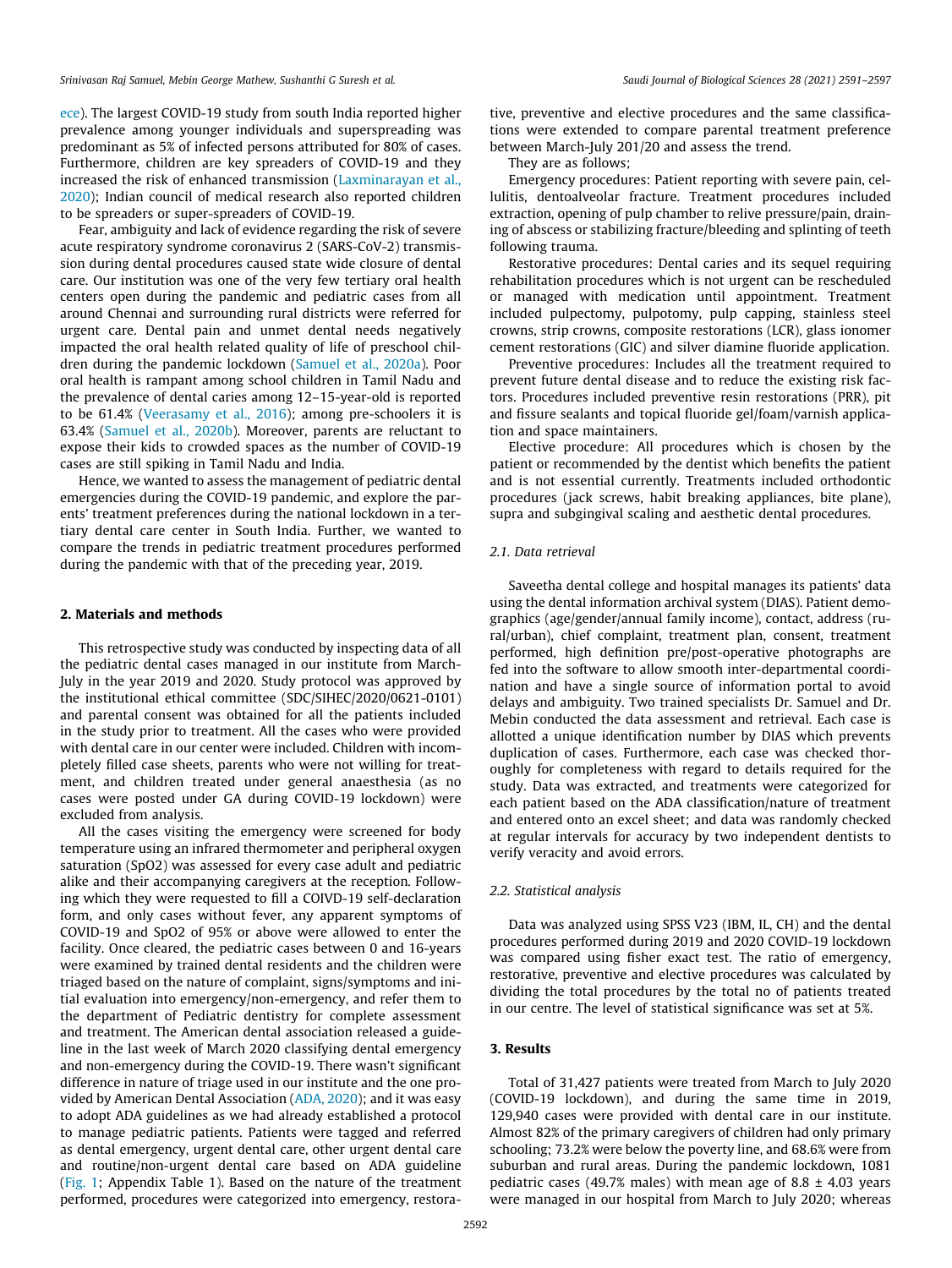ece). The largest COVID-19 study from south India reported higher prevalence among younger individuals and superspreading was predominant as 5% of infected persons attributed for 80% of cases. Furthermore, children are key spreaders of COVID-19 and they increased the risk of enhanced transmission (Laxminarayan et al., 2020); Indian council of medical research also reported children to be spreaders or super-spreaders of COVID-19.

Fear, ambiguity and lack of evidence regarding the risk of severe acute respiratory syndrome coronavirus 2 (SARS-CoV-2) transmission during dental procedures caused state wide closure of dental care. Our institution was one of the very few tertiary oral health centers open during the pandemic and pediatric cases from all around Chennai and surrounding rural districts were referred for urgent care. Dental pain and unmet dental needs negatively impacted the oral health related quality of life of preschool children during the pandemic lockdown (Samuel et al., 2020a). Poor oral health is rampant among school children in Tamil Nadu and the prevalence of dental caries among 12–15-year-old is reported to be 61.4% (Veerasamy et al., 2016); among pre-schoolers it is 63.4% (Samuel et al., 2020b). Moreover, parents are reluctant to expose their kids to crowded spaces as the number of COVID-19 cases are still spiking in Tamil Nadu and India.

Hence, we wanted to assess the management of pediatric dental emergencies during the COVID-19 pandemic, and explore the parents' treatment preferences during the national lockdown in a tertiary dental care center in South India. Further, we wanted to compare the trends in pediatric treatment procedures performed during the pandemic with that of the preceding year, 2019.

## 2. Materials and methods

This retrospective study was conducted by inspecting data of all the pediatric dental cases managed in our institute from March-July in the year 2019 and 2020. Study protocol was approved by the institutional ethical committee (SDC/SIHEC/2020/0621-0101) and parental consent was obtained for all the patients included in the study prior to treatment. All the cases who were provided with dental care in our center were included. Children with incompletely filled case sheets, parents who were not willing for treatment, and children treated under general anaesthesia (as no cases were posted under GA during COVID-19 lockdown) were excluded from analysis.

All the cases visiting the emergency were screened for body temperature using an infrared thermometer and peripheral oxygen saturation (SpO2) was assessed for every case adult and pediatric alike and their accompanying caregivers at the reception. Following which they were requested to fill a COIVD-19 self-declaration form, and only cases without fever, any apparent symptoms of COVID-19 and SpO2 of 95% or above were allowed to enter the facility. Once cleared, the pediatric cases between 0 and 16-years were examined by trained dental residents and the children were triaged based on the nature of complaint, signs/symptoms and initial evaluation into emergency/non-emergency, and refer them to the department of Pediatric dentistry for complete assessment and treatment. The American dental association released a guideline in the last week of March 2020 classifying dental emergency and non-emergency during the COVID-19. There wasn't significant difference in nature of triage used in our institute and the one provided by American Dental Association (ADA, 2020); and it was easy to adopt ADA guidelines as we had already established a protocol to manage pediatric patients. Patients were tagged and referred as dental emergency, urgent dental care, other urgent dental care and routine/non-urgent dental care based on ADA guideline (Fig. 1; Appendix Table 1). Based on the nature of the treatment performed, procedures were categorized into emergency, restorative, preventive and elective procedures and the same classifications were extended to compare parental treatment preference between March-July 201/20 and assess the trend.

They are as follows;

Emergency procedures: Patient reporting with severe pain, cellulitis, dentoalveolar fracture. Treatment procedures included extraction, opening of pulp chamber to relive pressure/pain, draining of abscess or stabilizing fracture/bleeding and splinting of teeth following trauma.

Restorative procedures: Dental caries and its sequel requiring rehabilitation procedures which is not urgent can be rescheduled or managed with medication until appointment. Treatment included pulpectomy, pulpotomy, pulp capping, stainless steel crowns, strip crowns, composite restorations (LCR), glass ionomer cement restorations (GIC) and silver diamine fluoride application.

Preventive procedures: Includes all the treatment required to prevent future dental disease and to reduce the existing risk factors. Procedures included preventive resin restorations (PRR), pit and fissure sealants and topical fluoride gel/foam/varnish application and space maintainers.

Elective procedure: All procedures which is chosen by the patient or recommended by the dentist which benefits the patient and is not essential currently. Treatments included orthodontic procedures (jack screws, habit breaking appliances, bite plane), supra and subgingival scaling and aesthetic dental procedures.

### 2.1. Data retrieval

Saveetha dental college and hospital manages its patients' data using the dental information archival system (DIAS). Patient demographics (age/gender/annual family income), contact, address (rural/urban), chief complaint, treatment plan, consent, treatment performed, high definition pre/post-operative photographs are fed into the software to allow smooth inter-departmental coordination and have a single source of information portal to avoid delays and ambiguity. Two trained specialists Dr. Samuel and Dr. Mebin conducted the data assessment and retrieval. Each case is allotted a unique identification number by DIAS which prevents duplication of cases. Furthermore, each case was checked thoroughly for completeness with regard to details required for the study. Data was extracted, and treatments were categorized for each patient based on the ADA classification/nature of treatment and entered onto an excel sheet; and data was randomly checked at regular intervals for accuracy by two independent dentists to verify veracity and avoid errors.

### 2.2. Statistical analysis

Data was analyzed using SPSS V23 (IBM, IL, CH) and the dental procedures performed during 2019 and 2020 COVID-19 lockdown was compared using fisher exact test. The ratio of emergency, restorative, preventive and elective procedures was calculated by dividing the total procedures by the total no of patients treated in our centre. The level of statistical significance was set at 5%.

## 3. Results

Total of 31,427 patients were treated from March to July 2020 (COVID-19 lockdown), and during the same time in 2019, 129,940 cases were provided with dental care in our institute. Almost 82% of the primary caregivers of children had only primary schooling; 73.2% were below the poverty line, and 68.6% were from suburban and rural areas. During the pandemic lockdown, 1081 pediatric cases (49.7% males) with mean age of 8.8 ± 4.03 years were managed in our hospital from March to July 2020; whereas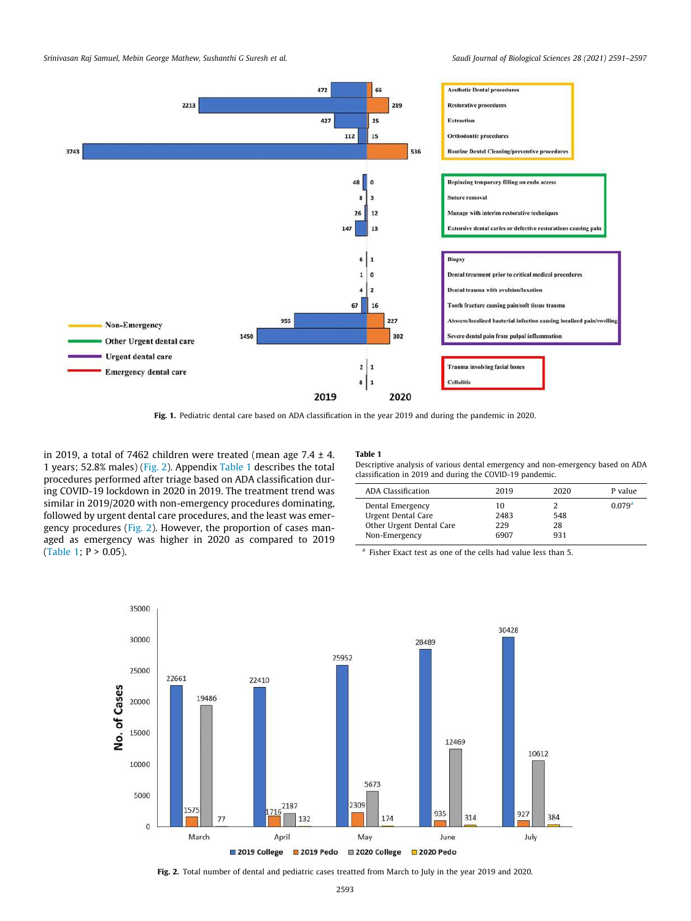Fig. 1. Pediatric dental care based on ADA classification in the year 2019 and during the pandemic in 2020.

in 2019, a total of 7462 children were treated (mean age 7.4 ± 4.1 years; 52.8% males) (Fig. 2). Appendix Table 1 describes the total procedures performed after triage based on ADA classification during COVID-19 lockdown in 2020 in 2019. The treatment trend was similar in 2019/2020 with non-emergency procedures dominating, followed by urgent dental care procedures, and the least was emergency procedures (Fig. 2). However, the proportion of cases managed as emergency was higher in 2020 as compared to 2019 (Table 1; P > 0.05).

**Table 1**
Descriptive analysis of various dental emergency and non-emergency based on ADA classification in 2019 and during the COVID-19 pandemic.

| ADA Classification | 2019 | 2020 | P value |
|---|---|---|---|
| Dental Emergency | 10 | 2 | 0.079[a] |
| Urgent Dental Care | 2483 | 548 | |
| Other Urgent Dental Care | 229 | 28 | |
| Non-Emergency | 6907 | 931 | |

[a] Fisher Exact test as one of the cells had value less than 5.

Fig. 2. Total number of dental and pediatric cases treated from March to July in the year 2019 and 2020.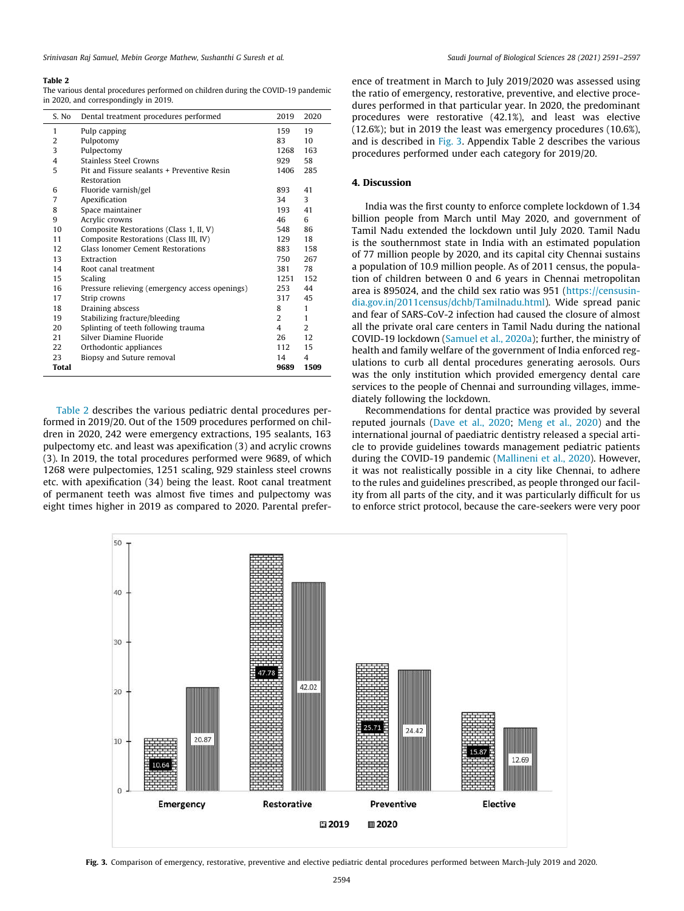**Table 2**
The various dental procedures performed on children during the COVID-19 pandemic in 2020, and correspondingly in 2019.

| S. No | Dental treatment procedures performed | 2019 | 2020 |
|---|---|---|---|
| 1 | Pulp capping | 159 | 19 |
| 2 | Pulpotomy | 83 | 10 |
| 3 | Pulpectomy | 1268 | 163 |
| 4 | Stainless Steel Crowns | 929 | 58 |
| 5 | Pit and Fissure sealants + Preventive Resin Restoration | 1406 | 285 |
| 6 | Fluoride varnish/gel | 893 | 41 |
| 7 | Apexification | 34 | 3 |
| 8 | Space maintainer | 193 | 41 |
| 9 | Acrylic crowns | 46 | 6 |
| 10 | Composite Restorations (Class 1, II, V) | 548 | 86 |
| 11 | Composite Restorations (Class III, IV) | 129 | 18 |
| 12 | Glass Ionomer Cement Restorations | 883 | 158 |
| 13 | Extraction | 750 | 267 |
| 14 | Root canal treatment | 381 | 78 |
| 15 | Scaling | 1251 | 152 |
| 16 | Pressure relieving (emergency access openings) | 253 | 44 |
| 17 | Strip crowns | 317 | 45 |
| 18 | Draining abscess | 8 | 1 |
| 19 | Stabilizing fracture/bleeding | 2 | 1 |
| 20 | Splinting of teeth following trauma | 4 | 2 |
| 21 | Silver Diamine Fluoride | 26 | 12 |
| 22 | Orthodontic appliances | 112 | 15 |
| 23 | Biopsy and Suture removal | 14 | 4 |
| **Total** | | **9689** | **1509** |

Table 2 describes the various pediatric dental procedures performed in 2019/20. Out of the 1509 procedures performed on children in 2020, 242 were emergency extractions, 195 sealants, 163 pulpectomy etc. and least was apexification (3) and acrylic crowns (3). In 2019, the total procedures performed were 9689, of which 1268 were pulpectomies, 1251 scaling, 929 stainless steel crowns etc. with apexification (34) being the least. Root canal treatment of permanent teeth was almost five times and pulpectomy was eight times higher in 2019 as compared to 2020. Parental preference of treatment in March to July 2019/2020 was assessed using the ratio of emergency, restorative, preventive, and elective procedures performed in that particular year. In 2020, the predominant procedures were restorative (42.1%), and least was elective (12.6%); but in 2019 the least was emergency procedures (10.6%), and is described in Fig. 3. Appendix Table 2 describes the various procedures performed under each category for 2019/20.

## 4. Discussion

India was the first county to enforce complete lockdown of 1.34 billion people from March until May 2020, and government of Tamil Nadu extended the lockdown until July 2020. Tamil Nadu is the southernmost state in India with an estimated population of 77 million people by 2020, and its capital city Chennai sustains a population of 10.9 million people. As of 2011 census, the population of children between 0 and 6 years in Chennai metropolitan area is 895024, and the child sex ratio was 951 (https://censusindia.gov.in/2011census/dchb/Tamilnadu.html). Wide spread panic and fear of SARS-CoV-2 infection had caused the closure of almost all the private oral care centers in Tamil Nadu during the national COVID-19 lockdown (Samuel et al., 2020a); further, the ministry of health and family welfare of the government of India enforced regulations to curb all dental procedures generating aerosols. Ours was the only institution which provided emergency dental care services to the people of Chennai and surrounding villages, immediately following the lockdown.

Recommendations for dental practice was provided by several reputed journals (Dave et al., 2020; Meng et al., 2020) and the international journal of paediatric dentistry released a special article to provide guidelines towards management pediatric patients during the COVID-19 pandemic (Mallineni et al., 2020). However, it was not realistically possible in a city like Chennai, to adhere to the rules and guidelines prescribed, as people thronged our facility from all parts of the city, and it was particularly difficult for us to enforce strict protocol, because the care-seekers were very poor

**Fig. 3.** Comparison of emergency, restorative, preventive and elective pediatric dental procedures performed between March-July 2019 and 2020.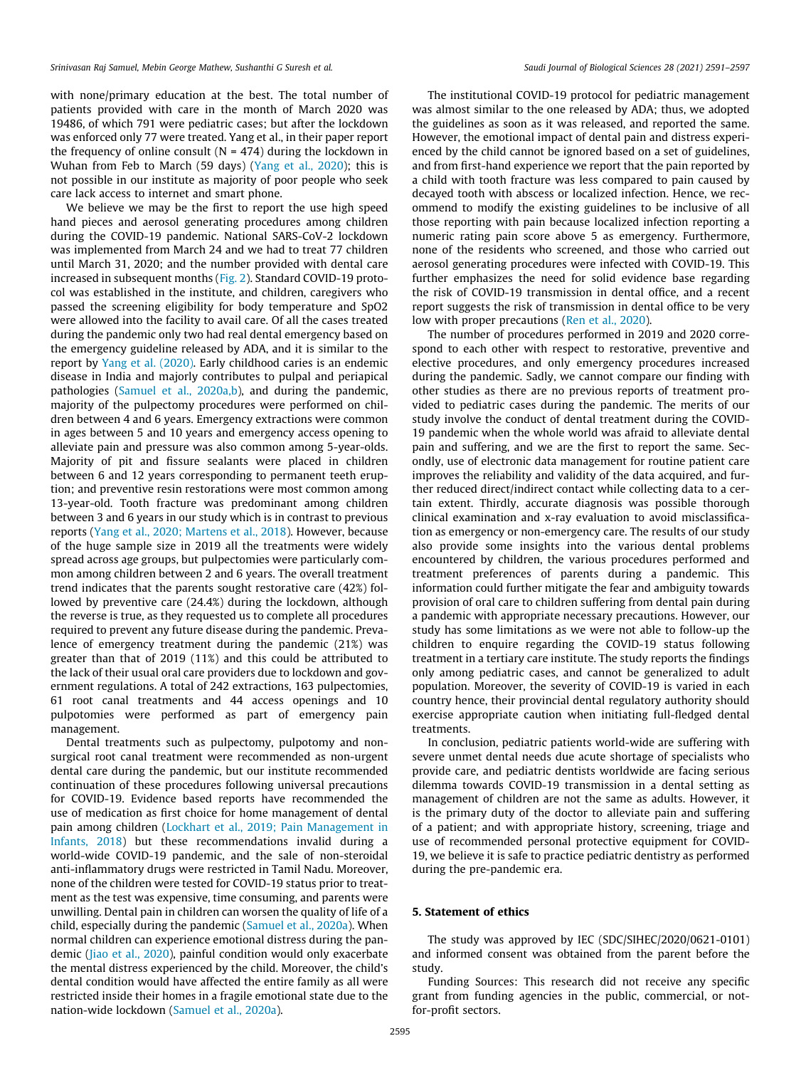with none/primary education at the best. The total number of patients provided with care in the month of March 2020 was 19486, of which 791 were pediatric cases; but after the lockdown was enforced only 77 were treated. Yang et al., in their paper report the frequency of online consult (N = 474) during the lockdown in Wuhan from Feb to March (59 days) (Yang et al., 2020); this is not possible in our institute as majority of poor people who seek care lack access to internet and smart phone.

We believe we may be the first to report the use high speed hand pieces and aerosol generating procedures among children during the COVID-19 pandemic. National SARS-CoV-2 lockdown was implemented from March 24 and we had to treat 77 children until March 31, 2020; and the number provided with dental care increased in subsequent months (Fig. 2). Standard COVID-19 protocol was established in the institute, and children, caregivers who passed the screening eligibility for body temperature and SpO2 were allowed into the facility to avail care. Of all the cases treated during the pandemic only two had real dental emergency based on the emergency guideline released by ADA, and it is similar to the report by Yang et al. (2020). Early childhood caries is an endemic disease in India and majorly contributes to pulpal and periapical pathologies (Samuel et al., 2020a,b), and during the pandemic, majority of the pulpectomy procedures were performed on children between 4 and 6 years. Emergency extractions were common in ages between 5 and 10 years and emergency access opening to alleviate pain and pressure was also common among 5-year-olds. Majority of pit and fissure sealants were placed in children between 6 and 12 years corresponding to permanent teeth eruption; and preventive resin restorations were most common among 13-year-old. Tooth fracture was predominant among children between 3 and 6 years in our study which is in contrast to previous reports (Yang et al., 2020; Martens et al., 2018). However, because of the huge sample size in 2019 all the treatments were widely spread across age groups, but pulpectomies were particularly common among children between 2 and 6 years. The overall treatment trend indicates that the parents sought restorative care (42%) followed by preventive care (24.4%) during the lockdown, although the reverse is true, as they requested us to complete all procedures required to prevent any future disease during the pandemic. Prevalence of emergency treatment during the pandemic (21%) was greater than that of 2019 (11%) and this could be attributed to the lack of their usual oral care providers due to lockdown and government regulations. A total of 242 extractions, 163 pulpectomies, 61 root canal treatments and 44 access openings and 10 pulpotomies were performed as part of emergency pain management.

Dental treatments such as pulpectomy, pulpotomy and non-surgical root canal treatment were recommended as non-urgent dental care during the pandemic, but our institute recommended continuation of these procedures following universal precautions for COVID-19. Evidence based reports have recommended the use of medication as first choice for home management of dental pain among children (Lockhart et al., 2019; Pain Management in Infants, 2018) but these recommendations invalid during a world-wide COVID-19 pandemic, and the sale of non-steroidal anti-inflammatory drugs were restricted in Tamil Nadu. Moreover, none of the children were tested for COVID-19 status prior to treatment as the test was expensive, time consuming, and parents were unwilling. Dental pain in children can worsen the quality of life of a child, especially during the pandemic (Samuel et al., 2020a). When normal children can experience emotional distress during the pandemic (Jiao et al., 2020), painful condition would only exacerbate the mental distress experienced by the child. Moreover, the child's dental condition would have affected the entire family as all were restricted inside their homes in a fragile emotional state due to the nation-wide lockdown (Samuel et al., 2020a).

The institutional COVID-19 protocol for pediatric management was almost similar to the one released by ADA; thus, we adopted the guidelines as soon as it was released, and reported the same. However, the emotional impact of dental pain and distress experienced by the child cannot be ignored based on a set of guidelines, and from first-hand experience we report that the pain reported by a child with tooth fracture was less compared to pain caused by decayed tooth with abscess or localized infection. Hence, we recommend to modify the existing guidelines to be inclusive of all those reporting with pain because localized infection reporting a numeric rating pain score above 5 as emergency. Furthermore, none of the residents who screened, and those who carried out aerosol generating procedures were infected with COVID-19. This further emphasizes the need for solid evidence base regarding the risk of COVID-19 transmission in dental office, and a recent report suggests the risk of transmission in dental office to be very low with proper precautions (Ren et al., 2020).

The number of procedures performed in 2019 and 2020 correspond to each other with respect to restorative, preventive and elective procedures, and only emergency procedures increased during the pandemic. Sadly, we cannot compare our finding with other studies as there are no previous reports of treatment provided to pediatric cases during the pandemic. The merits of our study involve the conduct of dental treatment during the COVID-19 pandemic when the whole world was afraid to alleviate dental pain and suffering, and we are the first to report the same. Secondly, use of electronic data management for routine patient care improves the reliability and validity of the data acquired, and further reduced direct/indirect contact while collecting data to a certain extent. Thirdly, accurate diagnosis was possible through thorough clinical examination and x-ray evaluation to avoid misclassification as emergency or non-emergency care. The results of our study also provide some insights into the various dental problems encountered by children, the various procedures performed and treatment preferences of parents during a pandemic. This information could further mitigate the fear and ambiguity towards provision of oral care to children suffering from dental pain during a pandemic with appropriate necessary precautions. However, our study has some limitations as we were not able to follow-up the children to enquire regarding the COVID-19 status following treatment in a tertiary care institute. The study reports the findings only among pediatric cases, and cannot be generalized to adult population. Moreover, the severity of COVID-19 is varied in each country hence, their provincial dental regulatory authority should exercise appropriate caution when initiating full-fledged dental treatments.

In conclusion, pediatric patients world-wide are suffering with severe unmet dental needs due acute shortage of specialists who provide care, and pediatric dentists worldwide are facing serious dilemma towards COVID-19 transmission in a dental setting as management of children are not the same as adults. However, it is the primary duty of the doctor to alleviate pain and suffering of a patient; and with appropriate history, screening, triage and use of recommended personal protective equipment for COVID-19, we believe it is safe to practice pediatric dentistry as performed during the pre-pandemic era.

## 5. Statement of ethics

The study was approved by IEC (SDC/SIHEC/2020/0621-0101) and informed consent was obtained from the parent before the study.

Funding Sources: This research did not receive any specific grant from funding agencies in the public, commercial, or not-for-profit sectors.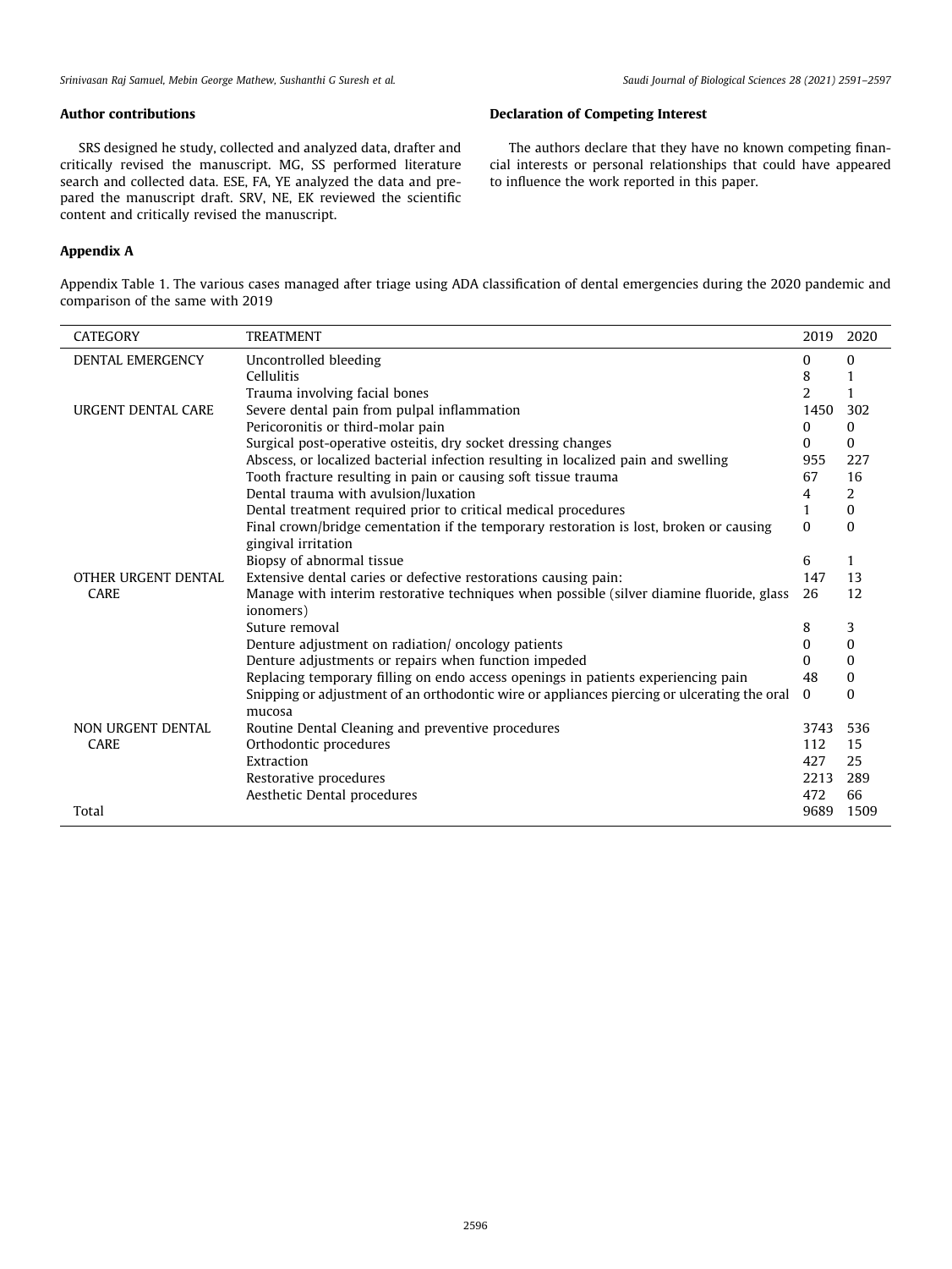## Author contributions

SRS designed he study, collected and analyzed data, drafter and critically revised the manuscript. MG, SS performed literature search and collected data. ESE, FA, YE analyzed the data and prepared the manuscript draft. SRV, NE, EK reviewed the scientific content and critically revised the manuscript.

## Declaration of Competing Interest

The authors declare that they have no known competing financial interests or personal relationships that could have appeared to influence the work reported in this paper.

## Appendix A

Appendix Table 1. The various cases managed after triage using ADA classification of dental emergencies during the 2020 pandemic and comparison of the same with 2019

| CATEGORY | TREATMENT | 2019 | 2020 |
|---|---|---|---|
| DENTAL EMERGENCY | Uncontrolled bleeding | 0 | 0 |
| | Cellulitis | 8 | 1 |
| | Trauma involving facial bones | 2 | 1 |
| URGENT DENTAL CARE | Severe dental pain from pulpal inflammation | 1450 | 302 |
| | Pericoronitis or third-molar pain | 0 | 0 |
| | Surgical post-operative osteitis, dry socket dressing changes | 0 | 0 |
| | Abscess, or localized bacterial infection resulting in localized pain and swelling | 955 | 227 |
| | Tooth fracture resulting in pain or causing soft tissue trauma | 67 | 16 |
| | Dental trauma with avulsion/luxation | 4 | 2 |
| | Dental treatment required prior to critical medical procedures | 1 | 0 |
| | Final crown/bridge cementation if the temporary restoration is lost, broken or causing gingival irritation | 0 | 0 |
| | Biopsy of abnormal tissue | 6 | 1 |
| OTHER URGENT DENTAL CARE | Extensive dental caries or defective restorations causing pain: | 147 | 13 |
| | Manage with interim restorative techniques when possible (silver diamine fluoride, glass ionomers) | 26 | 12 |
| | Suture removal | 8 | 3 |
| | Denture adjustment on radiation/ oncology patients | 0 | 0 |
| | Denture adjustments or repairs when function impeded | 0 | 0 |
| | Replacing temporary filling on endo access openings in patients experiencing pain | 48 | 0 |
| | Snipping or adjustment of an orthodontic wire or appliances piercing or ulcerating the oral mucosa | 0 | 0 |
| NON URGENT DENTAL CARE | Routine Dental Cleaning and preventive procedures | 3743 | 536 |
| | Orthodontic procedures | 112 | 15 |
| | Extraction | 427 | 25 |
| | Restorative procedures | 2213 | 289 |
| | Aesthetic Dental procedures | 472 | 66 |
| Total | | 9689 | 1509 |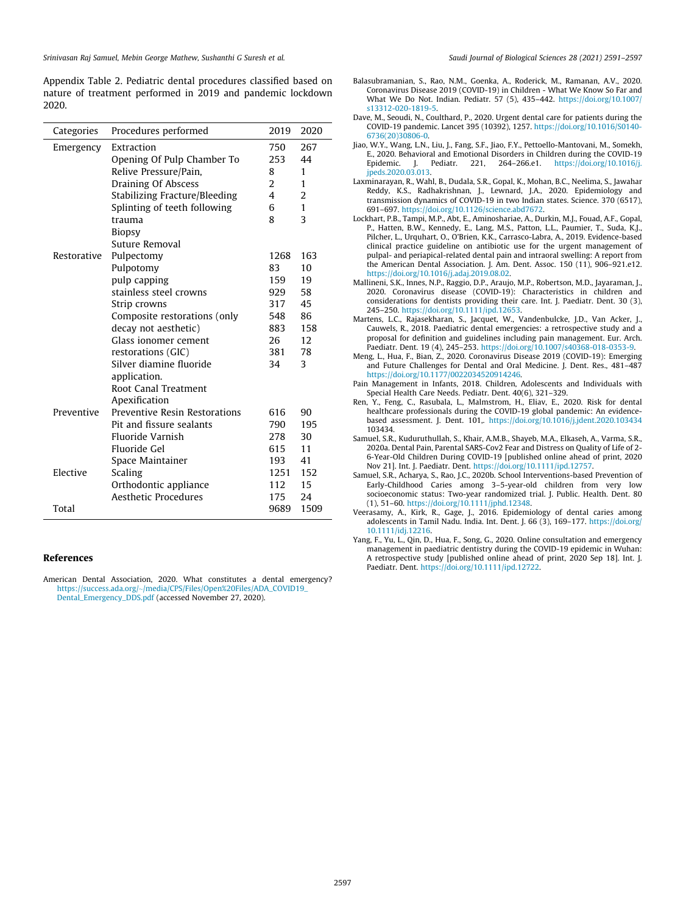Appendix Table 2. Pediatric dental procedures classified based on nature of treatment performed in 2019 and pandemic lockdown 2020.

| Categories | Procedures performed | 2019 | 2020 |
|---|---|---|---|
| Emergency | Extraction | 750 | 267 |
| | Opening Of Pulp Chamber To | 253 | 44 |
| | Relive Pressure/Pain, | 8 | 1 |
| | Draining Of Abscess | 2 | 1 |
| | Stabilizing Fracture/Bleeding | 4 | 2 |
| | Splinting of teeth following | 6 | 1 |
| | trauma | 8 | 3 |
| | Biopsy | | |
| | Suture Removal | | |
| Restorative | Pulpectomy | 1268 | 163 |
| | Pulpotomy | 83 | 10 |
| | pulp capping | 159 | 19 |
| | stainless steel crowns | 929 | 58 |
| | Strip crowns | 317 | 45 |
| | Composite restorations (only | 548 | 86 |
| | decay not aesthetic) | 883 | 158 |
| | Glass ionomer cement | 26 | 12 |
| | restorations (GIC) | 381 | 78 |
| | Silver diamine fluoride | 34 | 3 |
| | application. | | |
| | Root Canal Treatment | | |
| | Apexification | | |
| Preventive | Preventive Resin Restorations | 616 | 90 |
| | Pit and fissure sealants | 790 | 195 |
| | Fluoride Varnish | 278 | 30 |
| | Fluoride Gel | 615 | 11 |
| | Space Maintainer | 193 | 41 |
| Elective | Scaling | 1251 | 152 |
| | Orthodontic appliance | 112 | 15 |
| | Aesthetic Procedures | 175 | 24 |
| Total | | 9689 | 1509 |

## References

American Dental Association, 2020. What constitutes a dental emergency? https://success.ada.org/~/media/CPS/Files/Open%20Files/ADA_COVID19_Dental_Emergency_DDS.pdf (accessed November 27, 2020).

Balasubramanian, S., Rao, N.M., Goenka, A., Roderick, M., Ramanan, A.V., 2020. Coronavirus Disease 2019 (COVID-19) in Children - What We Know So Far and What We Do Not. Indian. Pediatr. 57 (5), 435–442. https://doi.org/10.1007/s13312-020-1819-5.

Dave, M., Seoudi, N., Coulthard, P., 2020. Urgent dental care for patients during the COVID-19 pandemic. Lancet 395 (10392), 1257. https://doi.org/10.1016/S0140-6736(20)30806-0.

Jiao, W.Y., Wang, L.N., Liu, J., Fang, S.F., Jiao, F.Y., Pettoello-Mantovani, M., Somekh, E., 2020. Behavioral and Emotional Disorders in Children during the COVID-19 Epidemic. J. Pediatr. 221, 264–266.e1. https://doi.org/10.1016/j.jpeds.2020.03.013.

Laxminarayan, R., Wahl, B., Dudala, S.R., Gopal, K., Mohan, B.C., Neelima, S., Jawahar Reddy, K.S., Radhakrishnan, J., Lewnard, J.A., 2020. Epidemiology and transmission dynamics of COVID-19 in two Indian states. Science. 370 (6517), 691–697. https://doi.org/10.1126/science.abd7672.

Lockhart, P.B., Tampi, M.P., Abt, E., Aminoshariae, A., Durkin, M.J., Fouad, A.F., Gopal, P., Hatten, B.W., Kennedy, E., Lang, M.S., Patton, L.L., Paumier, T., Suda, K.J., Pilcher, L., Urquhart, O., O'Brien, K.K., Carrasco-Labra, A., 2019. Evidence-based clinical practice guideline on antibiotic use for the urgent management of pulpal- and periapical-related dental pain and intraoral swelling: A report from the American Dental Association. J. Am. Dent. Assoc. 150 (11), 906–921.e12. https://doi.org/10.1016/j.adaj.2019.08.02.

Mallineni, S.K., Innes, N.P., Raggio, D.P., Araujo, M.P., Robertson, M.D., Jayaraman, J., 2020. Coronavirus disease (COVID-19): Characteristics in children and considerations for dentists providing their care. Int. J. Paediatr. Dent. 30 (3), 245–250. https://doi.org/10.1111/ipd.12653.

Martens, L.C., Rajasekharan, S., Jacquet, W., Vandenbulcke, J.D., Van Acker, J., Cauwels, R., 2018. Paediatric dental emergencies: a retrospective study and a proposal for definition and guidelines including pain management. Eur. Arch. Paediatr. Dent. 19 (4), 245–253. https://doi.org/10.1007/s40368-018-0353-9.

Meng, L., Hua, F., Bian, Z., 2020. Coronavirus Disease 2019 (COVID-19): Emerging and Future Challenges for Dental and Oral Medicine. J. Dent. Res., 481–487 https://doi.org/10.1177/0022034520914246.

Pain Management in Infants, 2018. Children, Adolescents and Individuals with Special Health Care Needs. Pediatr. Dent. 40(6), 321–329.

Ren, Y., Feng, C., Rasubala, L., Malmstrom, H., Eliav, E., 2020. Risk for dental healthcare professionals during the COVID-19 global pandemic: An evidence-based assessment. J. Dent. 101,. https://doi.org/10.1016/j.jdent.2020.103434 103434.

Samuel, S.R., Kuduruthullah, S., Khair, A.M.B., Shayeb, M.A., Elkaseh, A., Varma, S.R., 2020a. Dental Pain, Parental SARS-Cov2 Fear and Distress on Quality of Life of 2-6-Year-Old Children During COVID-19 [published online ahead of print, 2020 Nov 21]. Int. J. Paediatr. Dent. https://doi.org/10.1111/ipd.12757.

Samuel, S.R., Acharya, S., Rao, J.C., 2020b. School Interventions-based Prevention of Early-Childhood Caries among 3–5-year-old children from very low socioeconomic status: Two-year randomized trial. J. Public. Health. Dent. 80 (1), 51–60. https://doi.org/10.1111/jphd.12348.

Veerasamy, A., Kirk, R., Gage, J., 2016. Epidemiology of dental caries among adolescents in Tamil Nadu. India. Int. Dent. J. 66 (3), 169–177. https://doi.org/10.1111/idj.12216.

Yang, F., Yu, L., Qin, D., Hua, F., Song, G., 2020. Online consultation and emergency management in paediatric dentistry during the COVID-19 epidemic in Wuhan: A retrospective study [published online ahead of print, 2020 Sep 18]. Int. J. Paediatr. Dent. https://doi.org/10.1111/ipd.12722.